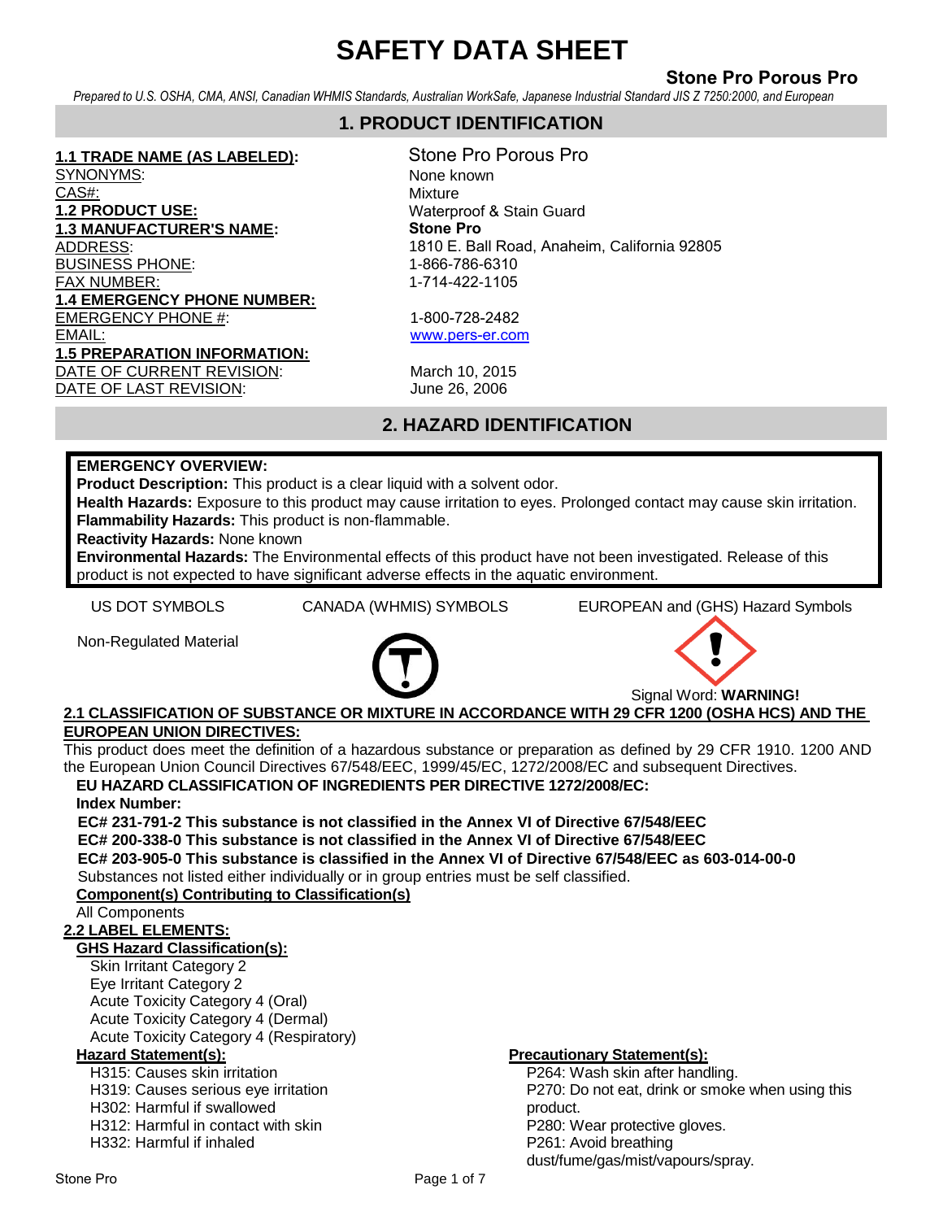# SAFETY DATA SHEET

**Stone Pro Porous Pro**

*Prepared to U.S. OSHA, CMA, ANSI, Canadian WHMIS Standards, Australian WorkSafe, Japanese Industrial Standard JIS Z 7250:2000, and European*

## 1. PRODUCT IDENTIFICATION

| | |
|---|---|
| **1.1 TRADE NAME (AS LABELED):** | Stone Pro Porous Pro |
| SYNONYMS: | None known |
| CAS#: | Mixture |
| **1.2 PRODUCT USE:** | Waterproof & Stain Guard |
| **1.3 MANUFACTURER'S NAME:** | **Stone Pro** |
| ADDRESS: | 1810 E. Ball Road, Anaheim, California 92805 |
| BUSINESS PHONE: | 1-866-786-6310 |
| FAX NUMBER: | 1-714-422-1105 |
| **1.4 EMERGENCY PHONE NUMBER:** | |
| EMERGENCY PHONE #: | 1-800-728-2482 |
| EMAIL: | www.pers-er.com |
| **1.5 PREPARATION INFORMATION:** | |
| DATE OF CURRENT REVISION: | March 10, 2015 |
| DATE OF LAST REVISION: | June 26, 2006 |

## 2. HAZARD IDENTIFICATION

**EMERGENCY OVERVIEW:**

**Product Description:** This product is a clear liquid with a solvent odor.

**Health Hazards:** Exposure to this product may cause irritation to eyes. Prolonged contact may cause skin irritation.

**Flammability Hazards:** This product is non-flammable.

**Reactivity Hazards:** None known

**Environmental Hazards:** The Environmental effects of this product have not been investigated. Release of this product is not expected to have significant adverse effects in the aquatic environment.

| US DOT SYMBOLS | CANADA (WHMIS) SYMBOLS | EUROPEAN and (GHS) Hazard Symbols |
|---|---|---|
| Non-Regulated Material | | Signal Word: **WARNING!** |

**2.1 CLASSIFICATION OF SUBSTANCE OR MIXTURE IN ACCORDANCE WITH 29 CFR 1200 (OSHA HCS) AND THE EUROPEAN UNION DIRECTIVES:**

This product does meet the definition of a hazardous substance or preparation as defined by 29 CFR 1910. 1200 AND the European Union Council Directives 67/548/EEC, 1999/45/EC, 1272/2008/EC and subsequent Directives.

**EU HAZARD CLASSIFICATION OF INGREDIENTS PER DIRECTIVE 1272/2008/EC:**

**Index Number:**

**EC# 231-791-2 This substance is not classified in the Annex VI of Directive 67/548/EEC**
**EC# 200-338-0 This substance is not classified in the Annex VI of Directive 67/548/EEC**
**EC# 203-905-0 This substance is classified in the Annex VI of Directive 67/548/EEC as 603-014-00-0**

Substances not listed either individually or in group entries must be self classified.

**Component(s) Contributing to Classification(s)**

All Components

**2.2 LABEL ELEMENTS:**

**GHS Hazard Classification(s):**

Skin Irritant Category 2
Eye Irritant Category 2
Acute Toxicity Category 4 (Oral)
Acute Toxicity Category 4 (Dermal)
Acute Toxicity Category 4 (Respiratory)

**Hazard Statement(s):**

H315: Causes skin irritation
H319: Causes serious eye irritation
H302: Harmful if swallowed
H312: Harmful in contact with skin
H332: Harmful if inhaled

**Precautionary Statement(s):**

P264: Wash skin after handling.
P270: Do not eat, drink or smoke when using this product.
P280: Wear protective gloves.
P261: Avoid breathing dust/fume/gas/mist/vapours/spray.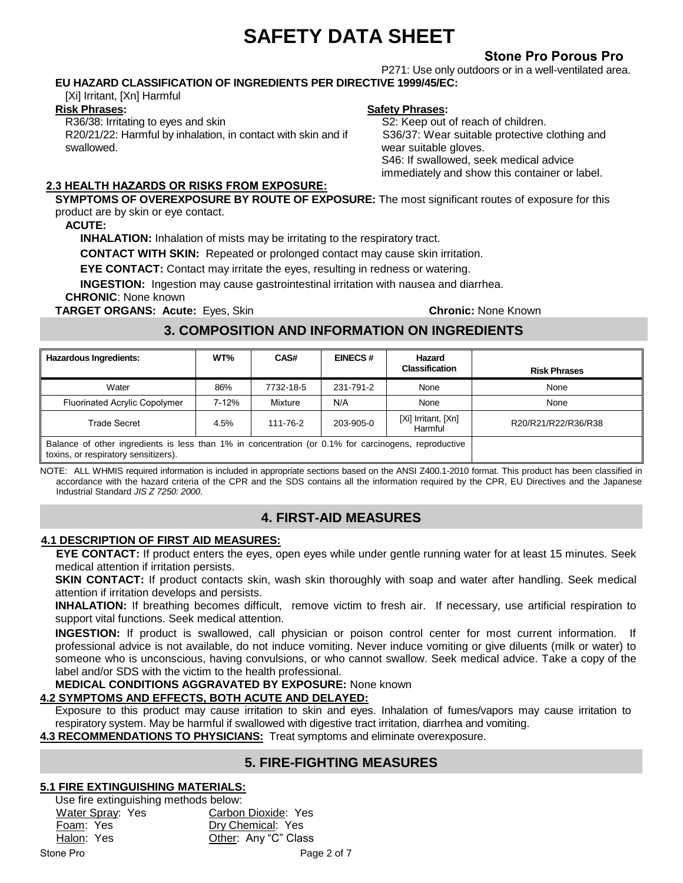P271: Use only outdoors or in a well-ventilated area.

**EU HAZARD CLASSIFICATION OF INGREDIENTS PER DIRECTIVE 1999/45/EC:**

[Xi] Irritant, [Xn] Harmful

**Risk Phrases:**

R36/38: Irritating to eyes and skin

R20/21/22: Harmful by inhalation, in contact with skin and if swallowed.

**Safety Phrases:**

S2: Keep out of reach of children.

S36/37: Wear suitable protective clothing and wear suitable gloves.

S46: If swallowed, seek medical advice immediately and show this container or label.

### 2.3 HEALTH HAZARDS OR RISKS FROM EXPOSURE:

**SYMPTOMS OF OVEREXPOSURE BY ROUTE OF EXPOSURE:** The most significant routes of exposure for this product are by skin or eye contact.

**ACUTE:**

**INHALATION:** Inhalation of mists may be irritating to the respiratory tract.

**CONTACT WITH SKIN:** Repeated or prolonged contact may cause skin irritation.

**EYE CONTACT:** Contact may irritate the eyes, resulting in redness or watering.

**INGESTION:** Ingestion may cause gastrointestinal irritation with nausea and diarrhea.

**CHRONIC**: None known

**TARGET ORGANS: Acute:** Eyes, Skin **Chronic:** None Known

## 3. COMPOSITION AND INFORMATION ON INGREDIENTS

| Hazardous Ingredients: | WT% | CAS# | EINECS # | Hazard Classification | Risk Phrases |
|---|---|---|---|---|---|
| Water | 86% | 7732-18-5 | 231-791-2 | None | None |
| Fluorinated Acrylic Copolymer | 7-12% | Mixture | N/A | None | None |
| Trade Secret | 4.5% | 111-76-2 | 203-905-0 | [Xi] Irritant, [Xn] Harmful | R20/R21/R22/R36/R38 |
| Balance of other ingredients is less than 1% in concentration (or 0.1% for carcinogens, reproductive toxins, or respiratory sensitizers). | | | | | |

NOTE: ALL WHMIS required information is included in appropriate sections based on the ANSI Z400.1-2010 format. This product has been classified in accordance with the hazard criteria of the CPR and the SDS contains all the information required by the CPR, EU Directives and the Japanese Industrial Standard *JIS Z 7250: 2000*.

## 4. FIRST-AID MEASURES

### 4.1 DESCRIPTION OF FIRST AID MEASURES:

**EYE CONTACT:** If product enters the eyes, open eyes while under gentle running water for at least 15 minutes. Seek medical attention if irritation persists.

**SKIN CONTACT:** If product contacts skin, wash skin thoroughly with soap and water after handling. Seek medical attention if irritation develops and persists.

**INHALATION:** If breathing becomes difficult, remove victim to fresh air. If necessary, use artificial respiration to support vital functions. Seek medical attention.

**INGESTION:** If product is swallowed, call physician or poison control center for most current information. If professional advice is not available, do not induce vomiting. Never induce vomiting or give diluents (milk or water) to someone who is unconscious, having convulsions, or who cannot swallow. Seek medical advice. Take a copy of the label and/or SDS with the victim to the health professional.

**MEDICAL CONDITIONS AGGRAVATED BY EXPOSURE:** None known

### 4.2 SYMPTOMS AND EFFECTS, BOTH ACUTE AND DELAYED:

Exposure to this product may cause irritation to skin and eyes. Inhalation of fumes/vapors may cause irritation to respiratory system. May be harmful if swallowed with digestive tract irritation, diarrhea and vomiting.

**4.3 RECOMMENDATIONS TO PHYSICIANS:** Treat symptoms and eliminate overexposure.

## 5. FIRE-FIGHTING MEASURES

### 5.1 FIRE EXTINGUISHING MATERIALS:

Use fire extinguishing methods below:

Water Spray: Yes
Carbon Dioxide: Yes
Foam: Yes
Dry Chemical: Yes
Halon: Yes
Other: Any "C" Class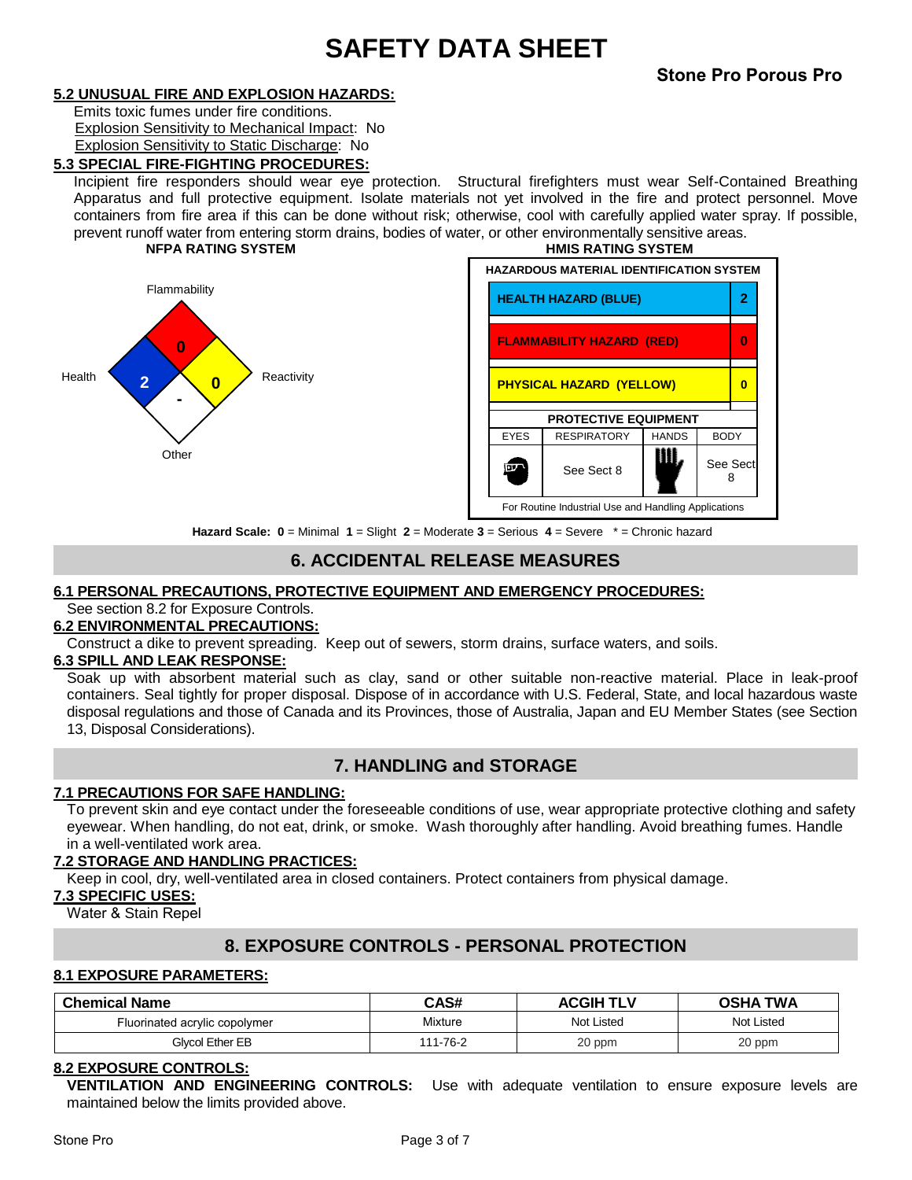# SAFETY DATA SHEET

**Stone Pro Porous Pro**

**5.2 UNUSUAL FIRE AND EXPLOSION HAZARDS:**

Emits toxic fumes under fire conditions.
Explosion Sensitivity to Mechanical Impact: No
Explosion Sensitivity to Static Discharge: No

**5.3 SPECIAL FIRE-FIGHTING PROCEDURES:**

Incipient fire responders should wear eye protection. Structural firefighters must wear Self-Contained Breathing Apparatus and full protective equipment. Isolate materials not yet involved in the fire and protect personnel. Move containers from fire area if this can be done without risk; otherwise, cool with carefully applied water spray. If possible, prevent runoff water from entering storm drains, bodies of water, or other environmentally sensitive areas.

**NFPA RATING SYSTEM**

| Flammability | Health | Reactivity | Other |
|---|---|---|---|
| 0 | 2 | 0 | - |

**HMIS RATING SYSTEM**

| HAZARDOUS MATERIAL IDENTIFICATION SYSTEM | |
|---|---|
| HEALTH HAZARD (BLUE) | 2 |
| FLAMMABILITY HAZARD (RED) | 0 |
| PHYSICAL HAZARD (YELLOW) | 0 |

| PROTECTIVE EQUIPMENT | | | |
|---|---|---|---|
| EYES | RESPIRATORY | HANDS | BODY |
| | See Sect 8 | | See Sect 8 |

For Routine Industrial Use and Handling Applications

**Hazard Scale: 0** = Minimal **1** = Slight **2** = Moderate **3** = Serious **4** = Severe * = Chronic hazard

## 6. ACCIDENTAL RELEASE MEASURES

**6.1 PERSONAL PRECAUTIONS, PROTECTIVE EQUIPMENT AND EMERGENCY PROCEDURES:**

See section 8.2 for Exposure Controls.

**6.2 ENVIRONMENTAL PRECAUTIONS:**

Construct a dike to prevent spreading. Keep out of sewers, storm drains, surface waters, and soils.

**6.3 SPILL AND LEAK RESPONSE:**

Soak up with absorbent material such as clay, sand or other suitable non-reactive material. Place in leak-proof containers. Seal tightly for proper disposal. Dispose of in accordance with U.S. Federal, State, and local hazardous waste disposal regulations and those of Canada and its Provinces, those of Australia, Japan and EU Member States (see Section 13, Disposal Considerations).

## 7. HANDLING and STORAGE

**7.1 PRECAUTIONS FOR SAFE HANDLING:**

To prevent skin and eye contact under the foreseeable conditions of use, wear appropriate protective clothing and safety eyewear. When handling, do not eat, drink, or smoke. Wash thoroughly after handling. Avoid breathing fumes. Handle in a well-ventilated work area.

**7.2 STORAGE AND HANDLING PRACTICES:**

Keep in cool, dry, well-ventilated area in closed containers. Protect containers from physical damage.

**7.3 SPECIFIC USES:**

Water & Stain Repel

## 8. EXPOSURE CONTROLS - PERSONAL PROTECTION

**8.1 EXPOSURE PARAMETERS:**

| Chemical Name | CAS# | ACGIH TLV | OSHA TWA |
|---|---|---|---|
| Fluorinated acrylic copolymer | Mixture | Not Listed | Not Listed |
| Glycol Ether EB | 111-76-2 | 20 ppm | 20 ppm |

**8.2 EXPOSURE CONTROLS:**

**VENTILATION AND ENGINEERING CONTROLS:** Use with adequate ventilation to ensure exposure levels are maintained below the limits provided above.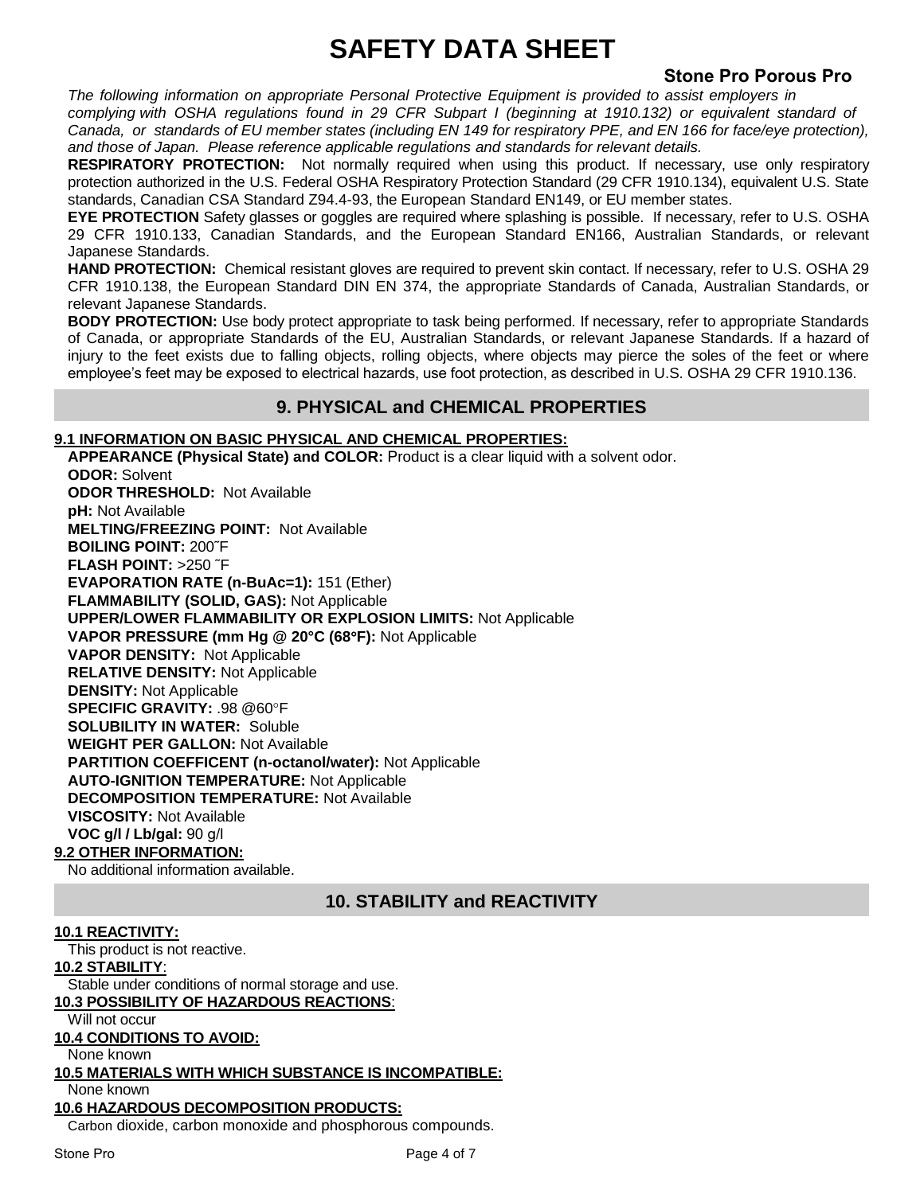# SAFETY DATA SHEET

**Stone Pro Porous Pro**

*The following information on appropriate Personal Protective Equipment is provided to assist employers in complying with OSHA regulations found in 29 CFR Subpart I (beginning at 1910.132) or equivalent standard of Canada, or standards of EU member states (including EN 149 for respiratory PPE, and EN 166 for face/eye protection), and those of Japan. Please reference applicable regulations and standards for relevant details.*

**RESPIRATORY PROTECTION:** Not normally required when using this product. If necessary, use only respiratory protection authorized in the U.S. Federal OSHA Respiratory Protection Standard (29 CFR 1910.134), equivalent U.S. State standards, Canadian CSA Standard Z94.4-93, the European Standard EN149, or EU member states.

**EYE PROTECTION** Safety glasses or goggles are required where splashing is possible. If necessary, refer to U.S. OSHA 29 CFR 1910.133, Canadian Standards, and the European Standard EN166, Australian Standards, or relevant Japanese Standards.

**HAND PROTECTION:** Chemical resistant gloves are required to prevent skin contact. If necessary, refer to U.S. OSHA 29 CFR 1910.138, the European Standard DIN EN 374, the appropriate Standards of Canada, Australian Standards, or relevant Japanese Standards.

**BODY PROTECTION:** Use body protect appropriate to task being performed. If necessary, refer to appropriate Standards of Canada, or appropriate Standards of the EU, Australian Standards, or relevant Japanese Standards. If a hazard of injury to the feet exists due to falling objects, rolling objects, where objects may pierce the soles of the feet or where employee's feet may be exposed to electrical hazards, use foot protection, as described in U.S. OSHA 29 CFR 1910.136.

## 9. PHYSICAL and CHEMICAL PROPERTIES

**9.1 INFORMATION ON BASIC PHYSICAL AND CHEMICAL PROPERTIES:**

**APPEARANCE (Physical State) and COLOR:** Product is a clear liquid with a solvent odor.
**ODOR:** Solvent
**ODOR THRESHOLD:** Not Available
**pH:** Not Available
**MELTING/FREEZING POINT:** Not Available
**BOILING POINT:** 200˜F
**FLASH POINT:** >250 ˜F
**EVAPORATION RATE (n-BuAc=1):** 151 (Ether)
**FLAMMABILITY (SOLID, GAS):** Not Applicable
**UPPER/LOWER FLAMMABILITY OR EXPLOSION LIMITS:** Not Applicable
**VAPOR PRESSURE (mm Hg @ 20°C (68°F):** Not Applicable
**VAPOR DENSITY:** Not Applicable
**RELATIVE DENSITY:** Not Applicable
**DENSITY:** Not Applicable
**SPECIFIC GRAVITY:** .98 @60°F
**SOLUBILITY IN WATER:** Soluble
**WEIGHT PER GALLON:** Not Available
**PARTITION COEFFICENT (n-octanol/water):** Not Applicable
**AUTO-IGNITION TEMPERATURE:** Not Applicable
**DECOMPOSITION TEMPERATURE:** Not Available
**VISCOSITY:** Not Available
**VOC g/l / Lb/gal:** 90 g/l

**9.2 OTHER INFORMATION:**

No additional information available.

## 10. STABILITY and REACTIVITY

**10.1 REACTIVITY:**

This product is not reactive.

**10.2 STABILITY:**

Stable under conditions of normal storage and use.

**10.3 POSSIBILITY OF HAZARDOUS REACTIONS:**

Will not occur

**10.4 CONDITIONS TO AVOID:**

None known

**10.5 MATERIALS WITH WHICH SUBSTANCE IS INCOMPATIBLE:**

None known

**10.6 HAZARDOUS DECOMPOSITION PRODUCTS:**

Carbon dioxide, carbon monoxide and phosphorous compounds.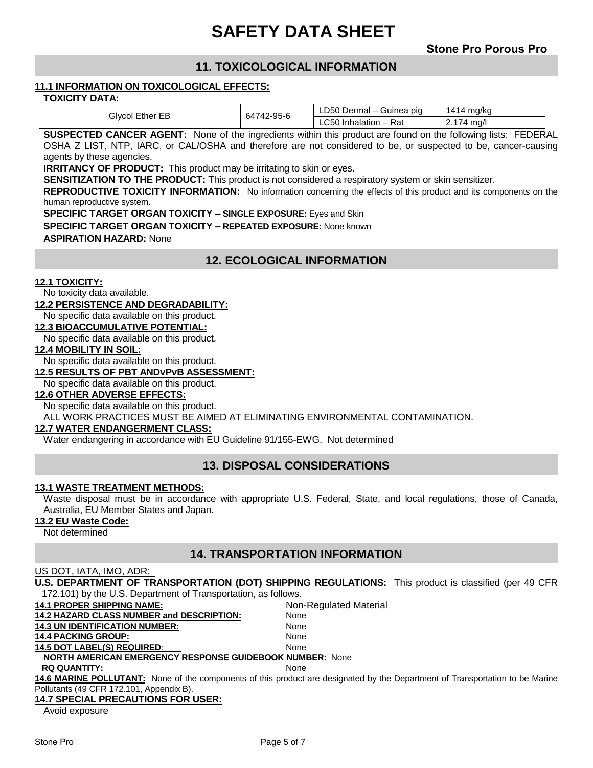# SAFETY DATA SHEET

**Stone Pro Porous Pro**

## 11. TOXICOLOGICAL INFORMATION

**11.1 INFORMATION ON TOXICOLOGICAL EFFECTS:**

**TOXICITY DATA:**

| | | | |
|---|---|---|---|
| Glycol Ether EB | 64742-95-6 | LD50 Dermal – Guinea pig | 1414 mg/kg |
| | | LC50 Inhalation – Rat | 2.174 mg/l |

**SUSPECTED CANCER AGENT:** None of the ingredients within this product are found on the following lists: FEDERAL OSHA Z LIST, NTP, IARC, or CAL/OSHA and therefore are not considered to be, or suspected to be, cancer-causing agents by these agencies.

**IRRITANCY OF PRODUCT:** This product may be irritating to skin or eyes.

**SENSITIZATION TO THE PRODUCT:** This product is not considered a respiratory system or skin sensitizer.

**REPRODUCTIVE TOXICITY INFORMATION:** No information concerning the effects of this product and its components on the human reproductive system.

**SPECIFIC TARGET ORGAN TOXICITY – SINGLE EXPOSURE:** Eyes and Skin

**SPECIFIC TARGET ORGAN TOXICITY – REPEATED EXPOSURE:** None known

**ASPIRATION HAZARD:** None

## 12. ECOLOGICAL INFORMATION

**12.1 TOXICITY:**

No toxicity data available.

**12.2 PERSISTENCE AND DEGRADABILITY:**

No specific data available on this product.

**12.3 BIOACCUMULATIVE POTENTIAL:**

No specific data available on this product.

**12.4 MOBILITY IN SOIL:**

No specific data available on this product.

**12.5 RESULTS OF PBT ANDvPvB ASSESSMENT:**

No specific data available on this product.

**12.6 OTHER ADVERSE EFFECTS:**

No specific data available on this product.

ALL WORK PRACTICES MUST BE AIMED AT ELIMINATING ENVIRONMENTAL CONTAMINATION.

**12.7 WATER ENDANGERMENT CLASS:**

Water endangering in accordance with EU Guideline 91/155-EWG. Not determined

## 13. DISPOSAL CONSIDERATIONS

**13.1 WASTE TREATMENT METHODS:**

Waste disposal must be in accordance with appropriate U.S. Federal, State, and local regulations, those of Canada, Australia, EU Member States and Japan.

**13.2 EU Waste Code:**

Not determined

## 14. TRANSPORTATION INFORMATION

US DOT, IATA, IMO, ADR:

**U.S. DEPARTMENT OF TRANSPORTATION (DOT) SHIPPING REGULATIONS:** This product is classified (per 49 CFR 172.101) by the U.S. Department of Transportation, as follows.

**14.1 PROPER SHIPPING NAME:** Non-Regulated Material

**14.2 HAZARD CLASS NUMBER and DESCRIPTION:** None

**14.3 UN IDENTIFICATION NUMBER:** None

**14.4 PACKING GROUP:** None

**14.5 DOT LABEL(S) REQUIRED:** None

**NORTH AMERICAN EMERGENCY RESPONSE GUIDEBOOK NUMBER:** None

**RQ QUANTITY:** None

**14.6 MARINE POLLUTANT:** None of the components of this product are designated by the Department of Transportation to be Marine Pollutants (49 CFR 172.101, Appendix B).

**14.7 SPECIAL PRECAUTIONS FOR USER:**

Avoid exposure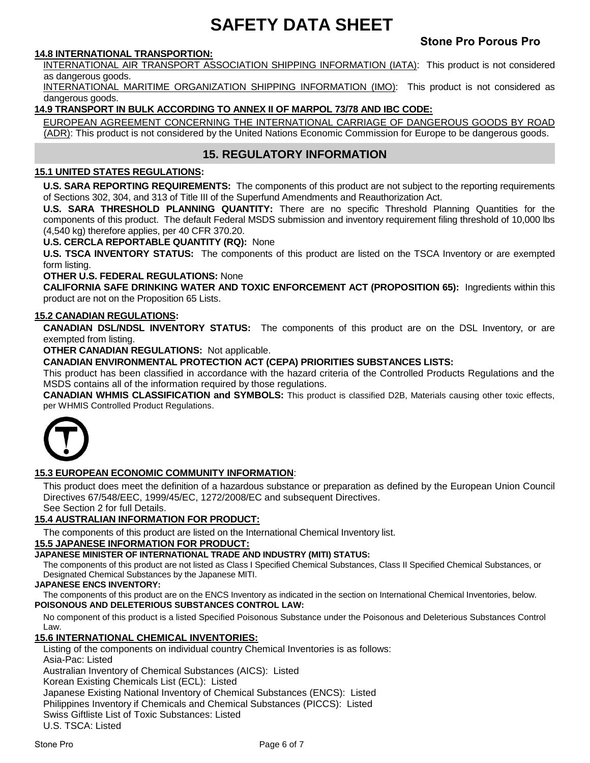**14.8 INTERNATIONAL TRANSPORTION:**

INTERNATIONAL AIR TRANSPORT ASSOCIATION SHIPPING INFORMATION (IATA): This product is not considered as dangerous goods.

INTERNATIONAL MARITIME ORGANIZATION SHIPPING INFORMATION (IMO): This product is not considered as dangerous goods.

**14.9 TRANSPORT IN BULK ACCORDING TO ANNEX II OF MARPOL 73/78 AND IBC CODE:**

EUROPEAN AGREEMENT CONCERNING THE INTERNATIONAL CARRIAGE OF DANGEROUS GOODS BY ROAD (ADR): This product is not considered by the United Nations Economic Commission for Europe to be dangerous goods.

## 15. REGULATORY INFORMATION

**15.1 UNITED STATES REGULATIONS:**

**U.S. SARA REPORTING REQUIREMENTS:** The components of this product are not subject to the reporting requirements of Sections 302, 304, and 313 of Title III of the Superfund Amendments and Reauthorization Act.

**U.S. SARA THRESHOLD PLANNING QUANTITY:** There are no specific Threshold Planning Quantities for the components of this product. The default Federal MSDS submission and inventory requirement filing threshold of 10,000 lbs (4,540 kg) therefore applies, per 40 CFR 370.20.

**U.S. CERCLA REPORTABLE QUANTITY (RQ):** None

**U.S. TSCA INVENTORY STATUS:** The components of this product are listed on the TSCA Inventory or are exempted form listing.

**OTHER U.S. FEDERAL REGULATIONS:** None

**CALIFORNIA SAFE DRINKING WATER AND TOXIC ENFORCEMENT ACT (PROPOSITION 65):** Ingredients within this product are not on the Proposition 65 Lists.

**15.2 CANADIAN REGULATIONS:**

**CANADIAN DSL/NDSL INVENTORY STATUS:** The components of this product are on the DSL Inventory, or are exempted from listing.

**OTHER CANADIAN REGULATIONS:** Not applicable.

**CANADIAN ENVIRONMENTAL PROTECTION ACT (CEPA) PRIORITIES SUBSTANCES LISTS:**

This product has been classified in accordance with the hazard criteria of the Controlled Products Regulations and the MSDS contains all of the information required by those regulations.

**CANADIAN WHMIS CLASSIFICATION and SYMBOLS:** This product is classified D2B, Materials causing other toxic effects, per WHMIS Controlled Product Regulations.

**15.3 EUROPEAN ECONOMIC COMMUNITY INFORMATION:**

This product does meet the definition of a hazardous substance or preparation as defined by the European Union Council Directives 67/548/EEC, 1999/45/EC, 1272/2008/EC and subsequent Directives.
See Section 2 for full Details.

**15.4 AUSTRALIAN INFORMATION FOR PRODUCT:**

The components of this product are listed on the International Chemical Inventory list.

**15.5 JAPANESE INFORMATION FOR PRODUCT:**

**JAPANESE MINISTER OF INTERNATIONAL TRADE AND INDUSTRY (MITI) STATUS:**

The components of this product are not listed as Class I Specified Chemical Substances, Class II Specified Chemical Substances, or Designated Chemical Substances by the Japanese MITI.

**JAPANESE ENCS INVENTORY:**

The components of this product are on the ENCS Inventory as indicated in the section on International Chemical Inventories, below.

**POISONOUS AND DELETERIOUS SUBSTANCES CONTROL LAW:**

No component of this product is a listed Specified Poisonous Substance under the Poisonous and Deleterious Substances Control Law.

**15.6 INTERNATIONAL CHEMICAL INVENTORIES:**

Listing of the components on individual country Chemical Inventories is as follows:
Asia-Pac: Listed
Australian Inventory of Chemical Substances (AICS): Listed
Korean Existing Chemicals List (ECL): Listed
Japanese Existing National Inventory of Chemical Substances (ENCS): Listed
Philippines Inventory if Chemicals and Chemical Substances (PICCS): Listed
Swiss Giftliste List of Toxic Substances: Listed
U.S. TSCA: Listed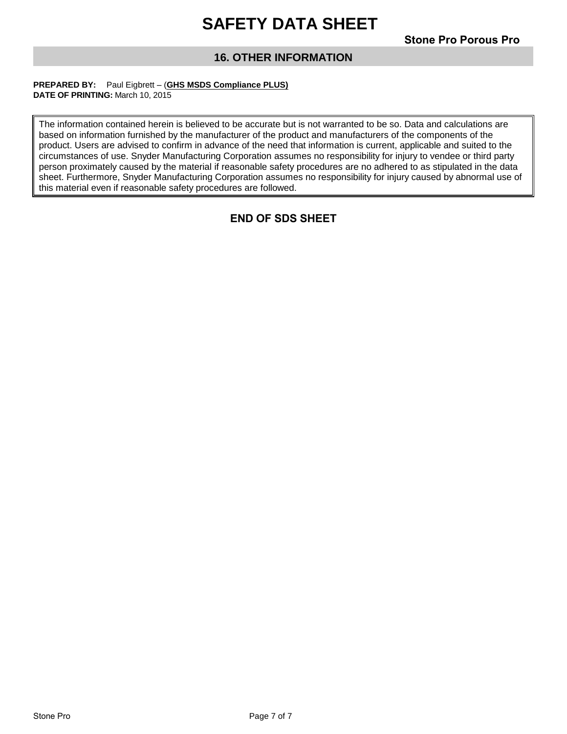## 16. OTHER INFORMATION

**PREPARED BY:** Paul Eigbrett – (**GHS MSDS Compliance PLUS)**
**DATE OF PRINTING:** March 10, 2015

The information contained herein is believed to be accurate but is not warranted to be so. Data and calculations are based on information furnished by the manufacturer of the product and manufacturers of the components of the product. Users are advised to confirm in advance of the need that information is current, applicable and suited to the circumstances of use. Snyder Manufacturing Corporation assumes no responsibility for injury to vendee or third party person proximately caused by the material if reasonable safety procedures are no adhered to as stipulated in the data sheet. Furthermore, Snyder Manufacturing Corporation assumes no responsibility for injury caused by abnormal use of this material even if reasonable safety procedures are followed.

**END OF SDS SHEET**